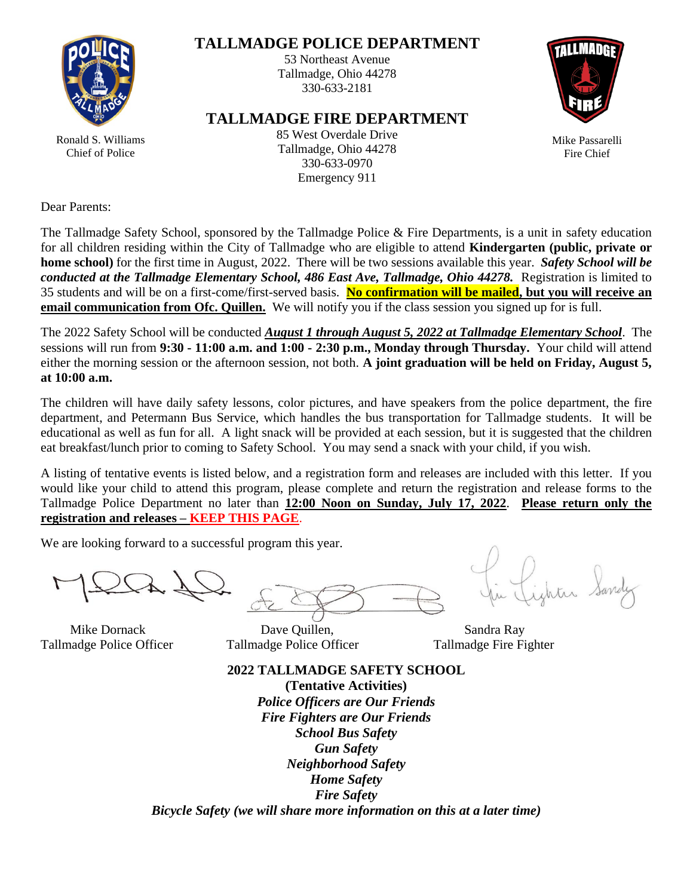# TALLMADGE POLICE DEPARTMENT

53 Northeast Avenue
Tallmadge, Ohio 44278
330-633-2181

Ronald S. Williams
Chief of Police

# TALLMADGE FIRE DEPARTMENT

85 West Overdale Drive
Tallmadge, Ohio 44278
330-633-0970
Emergency 911

Mike Passarelli
Fire Chief

Dear Parents:

The Tallmadge Safety School, sponsored by the Tallmadge Police & Fire Departments, is a unit in safety education for all children residing within the City of Tallmadge who are eligible to attend **Kindergarten (public, private or home school)** for the first time in August, 2022. There will be two sessions available this year. ***Safety School will be conducted at the Tallmadge Elementary School, 486 East Ave, Tallmadge, Ohio 44278.*** Registration is limited to 35 students and will be on a first-come/first-served basis. **No confirmation will be mailed, but you will receive an email communication from Ofc. Quillen.** We will notify you if the class session you signed up for is full.

The 2022 Safety School will be conducted ***August 1 through August 5, 2022 at Tallmadge Elementary School***. The sessions will run from **9:30 - 11:00 a.m. and 1:00 - 2:30 p.m., Monday through Thursday.** Your child will attend either the morning session or the afternoon session, not both. **A joint graduation will be held on Friday, August 5, at 10:00 a.m.**

The children will have daily safety lessons, color pictures, and have speakers from the police department, the fire department, and Petermann Bus Service, which handles the bus transportation for Tallmadge students. It will be educational as well as fun for all. A light snack will be provided at each session, but it is suggested that the children eat breakfast/lunch prior to coming to Safety School. You may send a snack with your child, if you wish.

A listing of tentative events is listed below, and a registration form and releases are included with this letter. If you would like your child to attend this program, please complete and return the registration and release forms to the Tallmadge Police Department no later than **12:00 Noon on Sunday, July 17, 2022**. **Please return only the registration and releases – KEEP THIS PAGE**.

We are looking forward to a successful program this year.

Mike Dornack
Tallmadge Police Officer

Dave Quillen,
Tallmadge Police Officer

Sandra Ray
Tallmadge Fire Fighter

**2022 TALLMADGE SAFETY SCHOOL**
**(Tentative Activities)**

***Police Officers are Our Friends***
***Fire Fighters are Our Friends***
***School Bus Safety***
***Gun Safety***
***Neighborhood Safety***
***Home Safety***
***Fire Safety***
***Bicycle Safety (we will share more information on this at a later time)***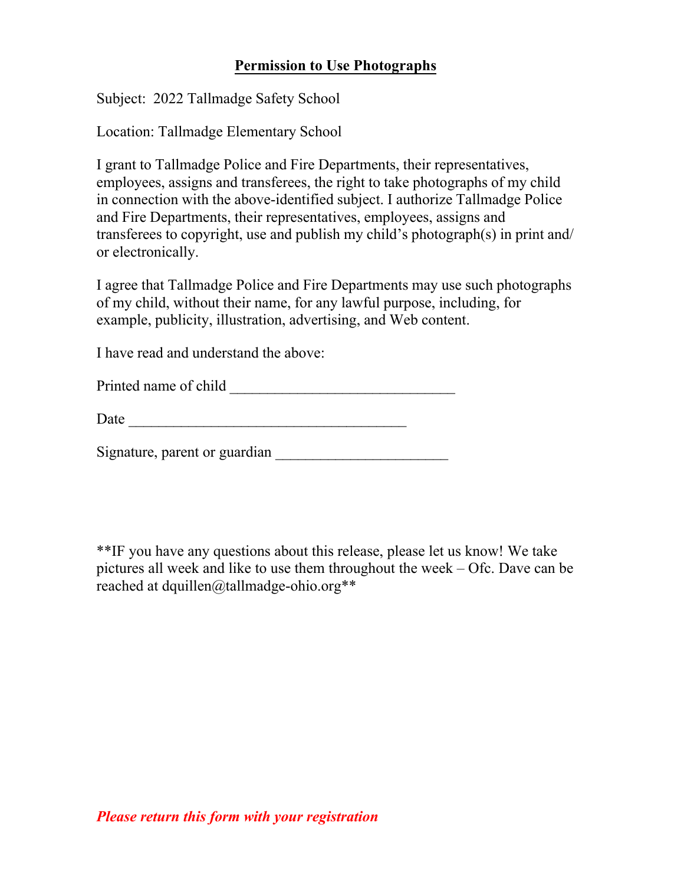# Permission to Use Photographs

Subject: 2022 Tallmadge Safety School

Location: Tallmadge Elementary School

I grant to Tallmadge Police and Fire Departments, their representatives, employees, assigns and transferees, the right to take photographs of my child in connection with the above-identified subject. I authorize Tallmadge Police and Fire Departments, their representatives, employees, assigns and transferees to copyright, use and publish my child's photograph(s) in print and/ or electronically.

I agree that Tallmadge Police and Fire Departments may use such photographs of my child, without their name, for any lawful purpose, including, for example, publicity, illustration, advertising, and Web content.

I have read and understand the above:

Printed name of child ______________________________

Date _____________________________________

Signature, parent or guardian _______________________

**IF you have any questions about this release, please let us know! We take pictures all week and like to use them throughout the week – Ofc. Dave can be reached at dquillen@tallmadge-ohio.org**

***Please return this form with your registration***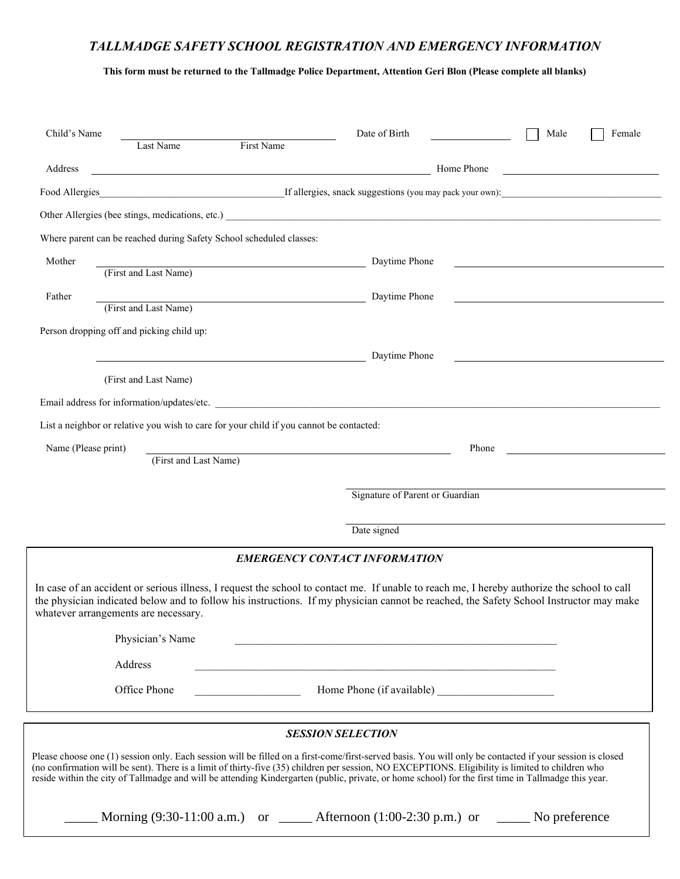# *TALLMADGE SAFETY SCHOOL REGISTRATION AND EMERGENCY INFORMATION*

**This form must be returned to the Tallmadge Police Department, Attention Geri Blon (Please complete all blanks)**

Child's Name ______________________________ Date of Birth ____________ ☐ Male ☐ Female
Last Name First Name

Address ______________________________________________ Home Phone ____________________

Food Allergies______________________________If allergies, snack suggestions (you may pack your own):__________________________

Other Allergies (bee stings, medications, etc.) ____________________________________________________________________

Where parent can be reached during Safety School scheduled classes:

Mother ____________________________________ Daytime Phone ______________________________
(First and Last Name)

Father ____________________________________ Daytime Phone ______________________________
(First and Last Name)

Person dropping off and picking child up:

____________________________________ Daytime Phone ______________________________

(First and Last Name)

Email address for information/updates/etc. ____________________________________________________________________

List a neighbor or relative you wish to care for your child if you cannot be contacted:

Name (Please print) ____________________________________ Phone ______________________
(First and Last Name)

____________________________________
Signature of Parent or Guardian

____________________________________
Date signed

## *EMERGENCY CONTACT INFORMATION*

In case of an accident or serious illness, I request the school to contact me. If unable to reach me, I hereby authorize the school to call the physician indicated below and to follow his instructions. If my physician cannot be reached, the Safety School Instructor may make whatever arrangements are necessary.

Physician's Name ______________________________________________

Address ______________________________________________

Office Phone __________________ Home Phone (if available) ____________________

## *SESSION SELECTION*

Please choose one (1) session only. Each session will be filled on a first-come/first-served basis. You will only be contacted if your session is closed (no confirmation will be sent). There is a limit of thirty-five (35) children per session, NO EXCEPTIONS. Eligibility is limited to children who reside within the city of Tallmadge and will be attending Kindergarten (public, private, or home school) for the first time in Tallmadge this year.

_____ Morning (9:30-11:00 a.m.) or _____ Afternoon (1:00-2:30 p.m.) or _____ No preference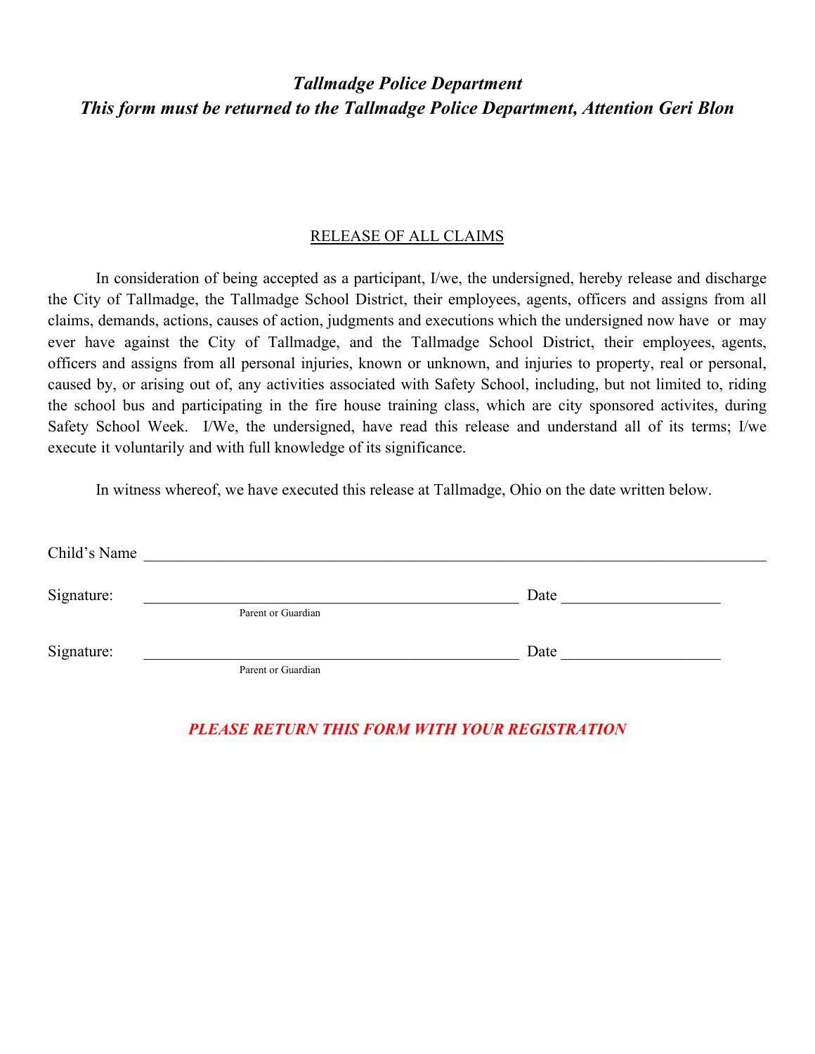***Tallmadge Police Department***

***This form must be returned to the Tallmadge Police Department, Attention Geri Blon***

## RELEASE OF ALL CLAIMS

In consideration of being accepted as a participant, I/we, the undersigned, hereby release and discharge the City of Tallmadge, the Tallmadge School District, their employees, agents, officers and assigns from all claims, demands, actions, causes of action, judgments and executions which the undersigned now have or may ever have against the City of Tallmadge, and the Tallmadge School District, their employees, agents, officers and assigns from all personal injuries, known or unknown, and injuries to property, real or personal, caused by, or arising out of, any activities associated with Safety School, including, but not limited to, riding the school bus and participating in the fire house training class, which are city sponsored activites, during Safety School Week. I/We, the undersigned, have read this release and understand all of its terms; I/we execute it voluntarily and with full knowledge of its significance.

In witness whereof, we have executed this release at Tallmadge, Ohio on the date written below.

Child's Name ______________________________________________________________________

Signature: _______________________________________________ Date ____________________
Parent or Guardian

Signature: _______________________________________________ Date ____________________
Parent or Guardian

***PLEASE RETURN THIS FORM WITH YOUR REGISTRATION***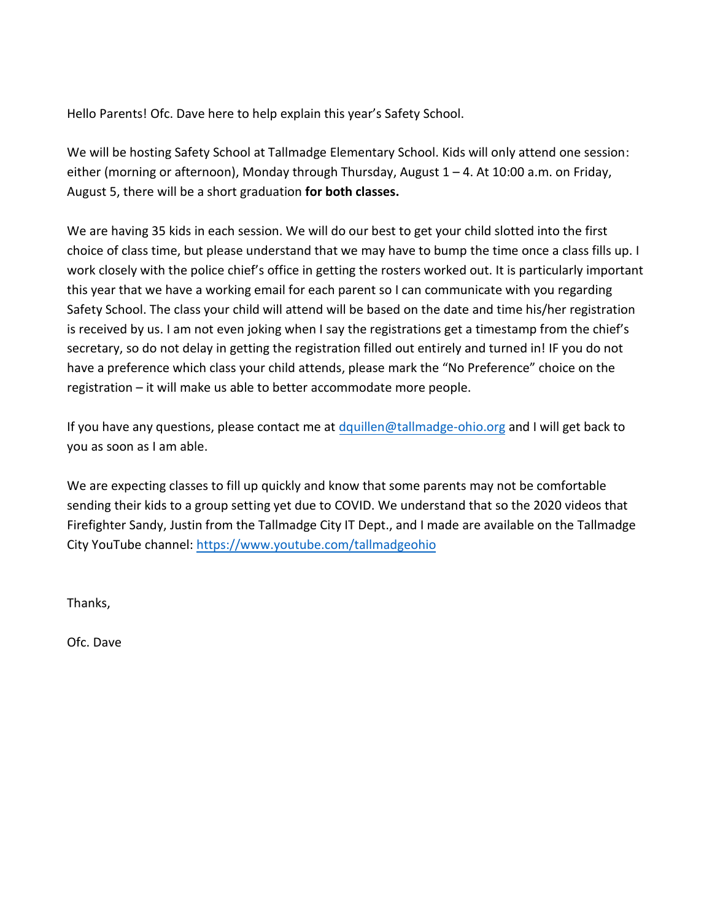Hello Parents! Ofc. Dave here to help explain this year's Safety School.

We will be hosting Safety School at Tallmadge Elementary School. Kids will only attend one session: either (morning or afternoon), Monday through Thursday, August 1 – 4. At 10:00 a.m. on Friday, August 5, there will be a short graduation **for both classes.**

We are having 35 kids in each session. We will do our best to get your child slotted into the first choice of class time, but please understand that we may have to bump the time once a class fills up. I work closely with the police chief's office in getting the rosters worked out. It is particularly important this year that we have a working email for each parent so I can communicate with you regarding Safety School. The class your child will attend will be based on the date and time his/her registration is received by us. I am not even joking when I say the registrations get a timestamp from the chief's secretary, so do not delay in getting the registration filled out entirely and turned in! IF you do not have a preference which class your child attends, please mark the "No Preference" choice on the registration – it will make us able to better accommodate more people.

If you have any questions, please contact me at [dquillen@tallmadge-ohio.org](mailto:dquillen@tallmadge-ohio.org) and I will get back to you as soon as I am able.

We are expecting classes to fill up quickly and know that some parents may not be comfortable sending their kids to a group setting yet due to COVID. We understand that so the 2020 videos that Firefighter Sandy, Justin from the Tallmadge City IT Dept., and I made are available on the Tallmadge City YouTube channel: [https://www.youtube.com/tallmadgeohio](https://www.youtube.com/tallmadgeohio)

Thanks,

Ofc. Dave